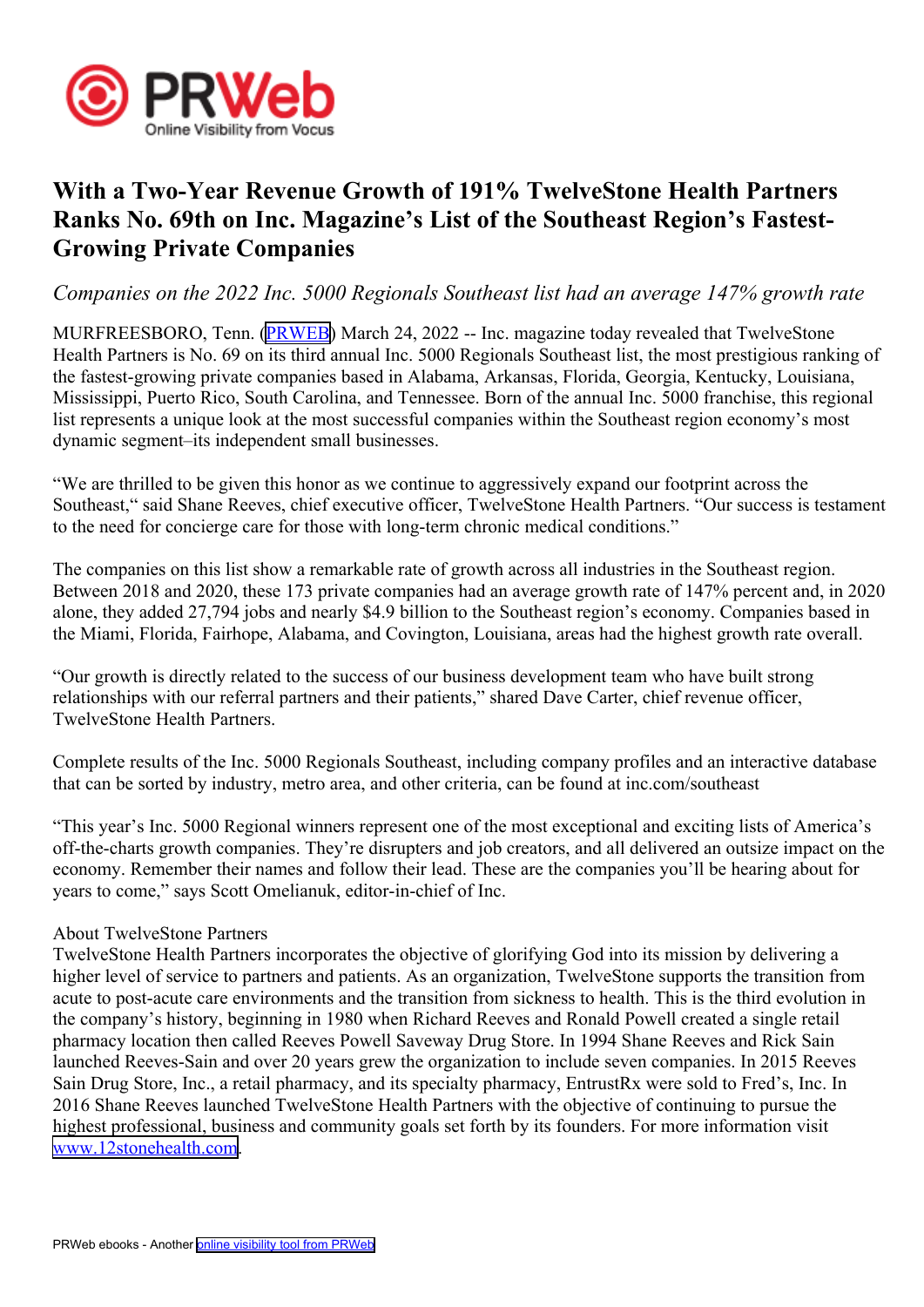# With a Two-Year Revenue Growth of 191% TwelveStone Health Partners Ranks No. 69th on Inc. Magazine's List of the Southeast Region's Fastest-Growing Private Companies

*Companies on the 2022 Inc. 5000 Regionals Southeast list had an average 147% growth rate*

MURFREESBORO, Tenn. (PRWEB) March 24, 2022 -- Inc. magazine today revealed that TwelveStone Health Partners is No. 69 on its third annual Inc. 5000 Regionals Southeast list, the most prestigious ranking of the fastest-growing private companies based in Alabama, Arkansas, Florida, Georgia, Kentucky, Louisiana, Mississippi, Puerto Rico, South Carolina, and Tennessee. Born of the annual Inc. 5000 franchise, this regional list represents a unique look at the most successful companies within the Southeast region economy's most dynamic segment–its independent small businesses.

"We are thrilled to be given this honor as we continue to aggressively expand our footprint across the Southeast," said Shane Reeves, chief executive officer, TwelveStone Health Partners. "Our success is testament to the need for concierge care for those with long-term chronic medical conditions."

The companies on this list show a remarkable rate of growth across all industries in the Southeast region. Between 2018 and 2020, these 173 private companies had an average growth rate of 147% percent and, in 2020 alone, they added 27,794 jobs and nearly $4.9 billion to the Southeast region's economy. Companies based in the Miami, Florida, Fairhope, Alabama, and Covington, Louisiana, areas had the highest growth rate overall.

"Our growth is directly related to the success of our business development team who have built strong relationships with our referral partners and their patients," shared Dave Carter, chief revenue officer, TwelveStone Health Partners.

Complete results of the Inc. 5000 Regionals Southeast, including company profiles and an interactive database that can be sorted by industry, metro area, and other criteria, can be found at inc.com/southeast

"This year's Inc. 5000 Regional winners represent one of the most exceptional and exciting lists of America's off-the-charts growth companies. They're disrupters and job creators, and all delivered an outsize impact on the economy. Remember their names and follow their lead. These are the companies you'll be hearing about for years to come," says Scott Omelianuk, editor-in-chief of Inc.

About TwelveStone Partners
TwelveStone Health Partners incorporates the objective of glorifying God into its mission by delivering a higher level of service to partners and patients. As an organization, TwelveStone supports the transition from acute to post-acute care environments and the transition from sickness to health. This is the third evolution in the company's history, beginning in 1980 when Richard Reeves and Ronald Powell created a single retail pharmacy location then called Reeves Powell Saveway Drug Store. In 1994 Shane Reeves and Rick Sain launched Reeves-Sain and over 20 years grew the organization to include seven companies. In 2015 Reeves Sain Drug Store, Inc., a retail pharmacy, and its specialty pharmacy, EntrustRx were sold to Fred's, Inc. In 2016 Shane Reeves launched TwelveStone Health Partners with the objective of continuing to pursue the highest professional, business and community goals set forth by its founders. For more information visit www.12stonehealth.com.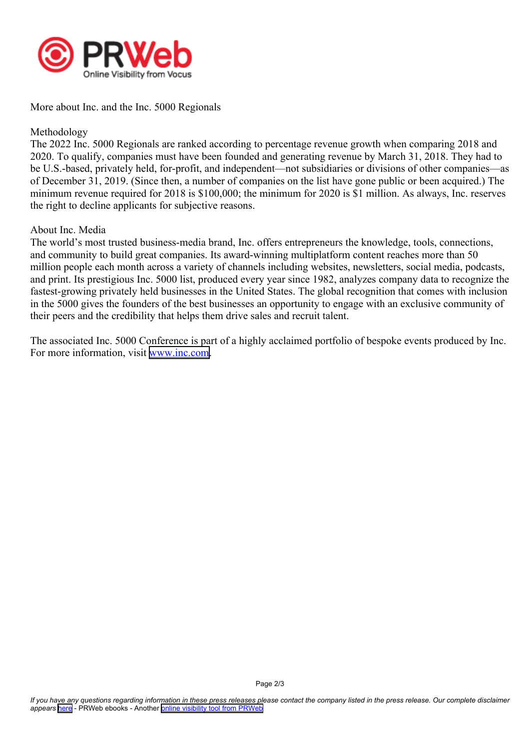More about Inc. and the Inc. 5000 Regionals

Methodology
The 2022 Inc. 5000 Regionals are ranked according to percentage revenue growth when comparing 2018 and 2020. To qualify, companies must have been founded and generating revenue by March 31, 2018. They had to be U.S.-based, privately held, for-profit, and independent—not subsidiaries or divisions of other companies—as of December 31, 2019. (Since then, a number of companies on the list have gone public or been acquired.) The minimum revenue required for 2018 is $100,000; the minimum for 2020 is $1 million. As always, Inc. reserves the right to decline applicants for subjective reasons.

About Inc. Media
The world's most trusted business-media brand, Inc. offers entrepreneurs the knowledge, tools, connections, and community to build great companies. Its award-winning multiplatform content reaches more than 50 million people each month across a variety of channels including websites, newsletters, social media, podcasts, and print. Its prestigious Inc. 5000 list, produced every year since 1982, analyzes company data to recognize the fastest-growing privately held businesses in the United States. The global recognition that comes with inclusion in the 5000 gives the founders of the best businesses an opportunity to engage with an exclusive community of their peers and the credibility that helps them drive sales and recruit talent.

The associated Inc. 5000 Conference is part of a highly acclaimed portfolio of bespoke events produced by Inc. For more information, visit [www.inc.com](www.inc.com).

*If you have any questions regarding information in these press releases please contact the company listed in the press release. Our complete disclaimer appears [here](here) - PRWeb ebooks - Another [online visibility tool from PRWeb](online visibility tool from PRWeb)*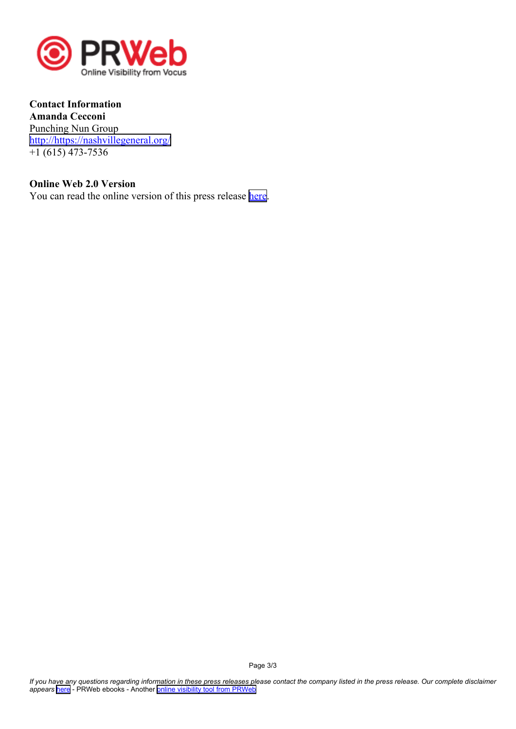**Contact Information**
**Amanda Cecconi**
Punching Nun Group
http://https://nashvillegeneral.org/
+1 (615) 473-7536

**Online Web 2.0 Version**
You can read the online version of this press release here.

*If you have any questions regarding information in these press releases please contact the company listed in the press release. Our complete disclaimer appears here* - PRWeb ebooks - Another online visibility tool from PRWeb